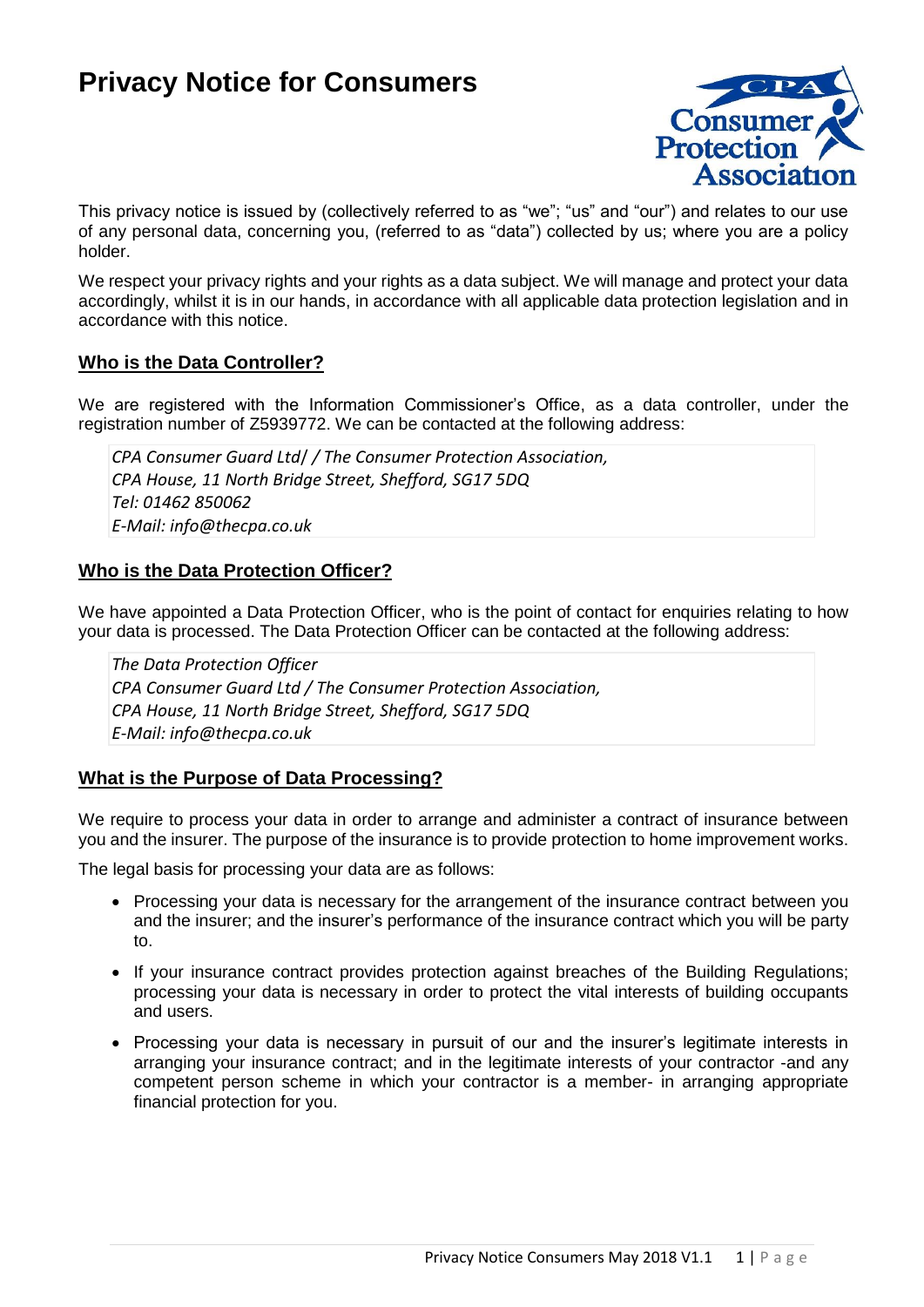# Privacy Notice for Consumers

This privacy notice is issued by (collectively referred to as "we"; "us" and "our") and relates to our use of any personal data, concerning you, (referred to as "data") collected by us; where you are a policy holder.

We respect your privacy rights and your rights as a data subject. We will manage and protect your data accordingly, whilst it is in our hands, in accordance with all applicable data protection legislation and in accordance with this notice.

## Who is the Data Controller?

We are registered with the Information Commissioner's Office, as a data controller, under the registration number of Z5939772. We can be contacted at the following address:

*CPA Consumer Guard Ltd/ / The Consumer Protection Association,*
*CPA House, 11 North Bridge Street, Shefford, SG17 5DQ*
*Tel: 01462 850062*
*E-Mail: info@thecpa.co.uk*

## Who is the Data Protection Officer?

We have appointed a Data Protection Officer, who is the point of contact for enquiries relating to how your data is processed. The Data Protection Officer can be contacted at the following address:

*The Data Protection Officer*
*CPA Consumer Guard Ltd / The Consumer Protection Association,*
*CPA House, 11 North Bridge Street, Shefford, SG17 5DQ*
*E-Mail: info@thecpa.co.uk*

## What is the Purpose of Data Processing?

We require to process your data in order to arrange and administer a contract of insurance between you and the insurer. The purpose of the insurance is to provide protection to home improvement works.

The legal basis for processing your data are as follows:

- Processing your data is necessary for the arrangement of the insurance contract between you and the insurer; and the insurer's performance of the insurance contract which you will be party to.
- If your insurance contract provides protection against breaches of the Building Regulations; processing your data is necessary in order to protect the vital interests of building occupants and users.
- Processing your data is necessary in pursuit of our and the insurer's legitimate interests in arranging your insurance contract; and in the legitimate interests of your contractor -and any competent person scheme in which your contractor is a member- in arranging appropriate financial protection for you.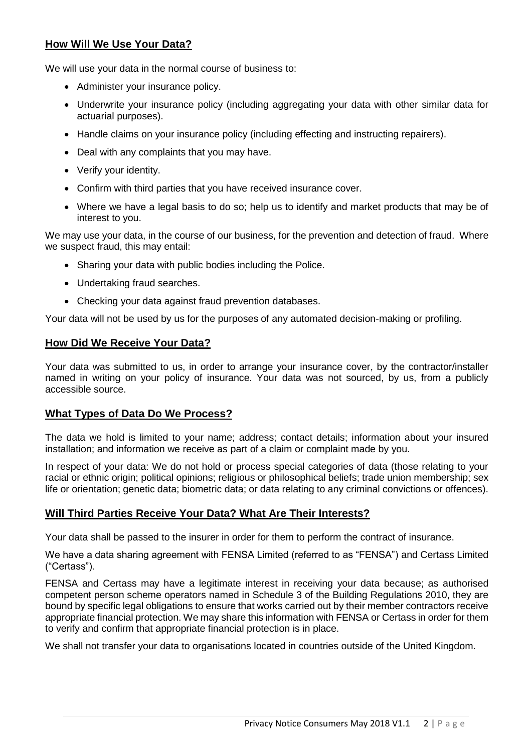## How Will We Use Your Data?

We will use your data in the normal course of business to:

- Administer your insurance policy.
- Underwrite your insurance policy (including aggregating your data with other similar data for actuarial purposes).
- Handle claims on your insurance policy (including effecting and instructing repairers).
- Deal with any complaints that you may have.
- Verify your identity.
- Confirm with third parties that you have received insurance cover.
- Where we have a legal basis to do so; help us to identify and market products that may be of interest to you.

We may use your data, in the course of our business, for the prevention and detection of fraud. Where we suspect fraud, this may entail:

- Sharing your data with public bodies including the Police.
- Undertaking fraud searches.
- Checking your data against fraud prevention databases.

Your data will not be used by us for the purposes of any automated decision-making or profiling.

## How Did We Receive Your Data?

Your data was submitted to us, in order to arrange your insurance cover, by the contractor/installer named in writing on your policy of insurance. Your data was not sourced, by us, from a publicly accessible source.

## What Types of Data Do We Process?

The data we hold is limited to your name; address; contact details; information about your insured installation; and information we receive as part of a claim or complaint made by you.

In respect of your data: We do not hold or process special categories of data (those relating to your racial or ethnic origin; political opinions; religious or philosophical beliefs; trade union membership; sex life or orientation; genetic data; biometric data; or data relating to any criminal convictions or offences).

## Will Third Parties Receive Your Data? What Are Their Interests?

Your data shall be passed to the insurer in order for them to perform the contract of insurance.

We have a data sharing agreement with FENSA Limited (referred to as "FENSA") and Certass Limited ("Certass").

FENSA and Certass may have a legitimate interest in receiving your data because; as authorised competent person scheme operators named in Schedule 3 of the Building Regulations 2010, they are bound by specific legal obligations to ensure that works carried out by their member contractors receive appropriate financial protection. We may share this information with FENSA or Certass in order for them to verify and confirm that appropriate financial protection is in place.

We shall not transfer your data to organisations located in countries outside of the United Kingdom.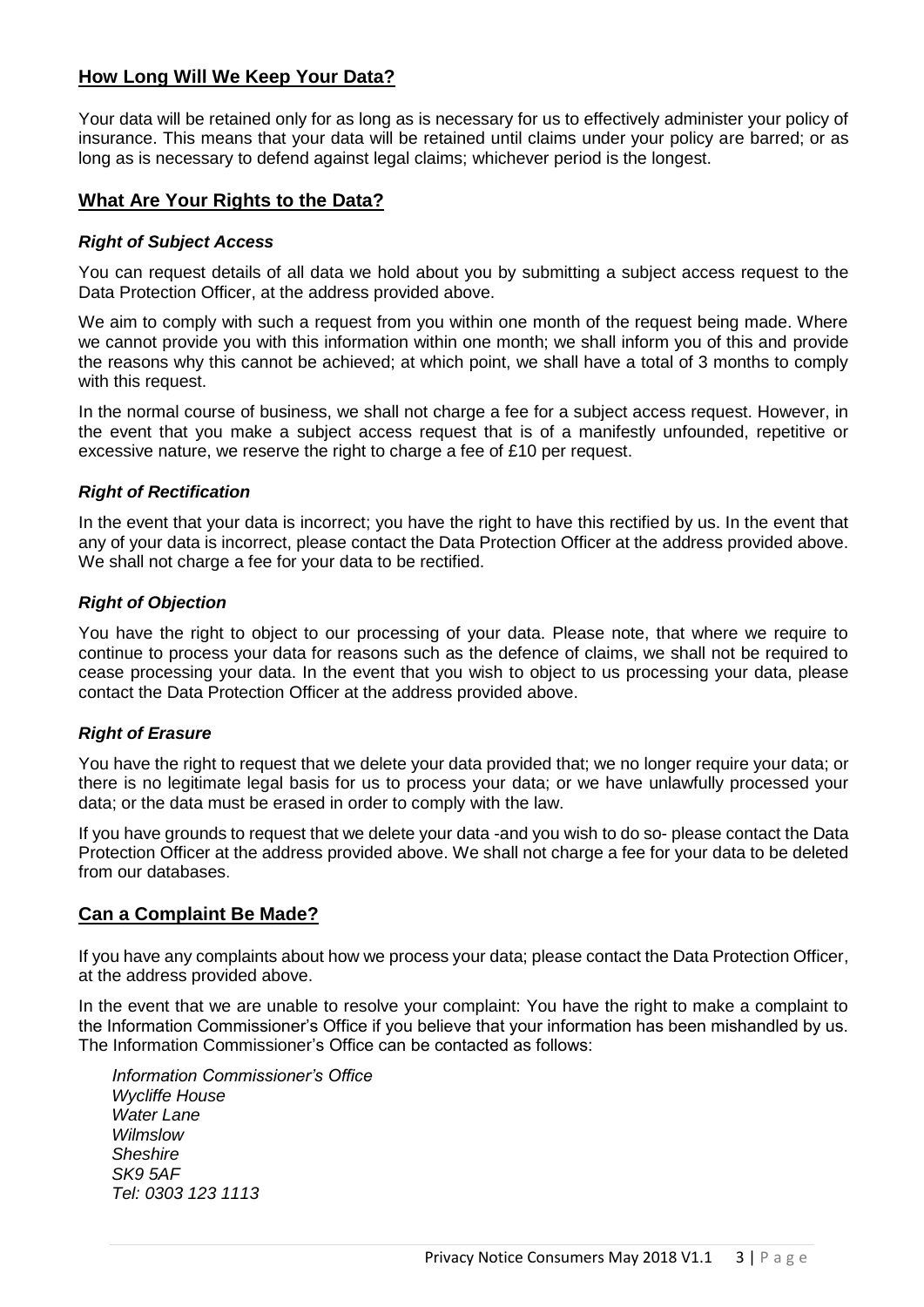## How Long Will We Keep Your Data?

Your data will be retained only for as long as is necessary for us to effectively administer your policy of insurance. This means that your data will be retained until claims under your policy are barred; or as long as is necessary to defend against legal claims; whichever period is the longest.

## What Are Your Rights to the Data?

### *Right of Subject Access*

You can request details of all data we hold about you by submitting a subject access request to the Data Protection Officer, at the address provided above.

We aim to comply with such a request from you within one month of the request being made. Where we cannot provide you with this information within one month; we shall inform you of this and provide the reasons why this cannot be achieved; at which point, we shall have a total of 3 months to comply with this request.

In the normal course of business, we shall not charge a fee for a subject access request. However, in the event that you make a subject access request that is of a manifestly unfounded, repetitive or excessive nature, we reserve the right to charge a fee of £10 per request.

### *Right of Rectification*

In the event that your data is incorrect; you have the right to have this rectified by us. In the event that any of your data is incorrect, please contact the Data Protection Officer at the address provided above. We shall not charge a fee for your data to be rectified.

### *Right of Objection*

You have the right to object to our processing of your data. Please note, that where we require to continue to process your data for reasons such as the defence of claims, we shall not be required to cease processing your data. In the event that you wish to object to us processing your data, please contact the Data Protection Officer at the address provided above.

### *Right of Erasure*

You have the right to request that we delete your data provided that; we no longer require your data; or there is no legitimate legal basis for us to process your data; or we have unlawfully processed your data; or the data must be erased in order to comply with the law.

If you have grounds to request that we delete your data -and you wish to do so- please contact the Data Protection Officer at the address provided above. We shall not charge a fee for your data to be deleted from our databases.

## Can a Complaint Be Made?

If you have any complaints about how we process your data; please contact the Data Protection Officer, at the address provided above.

In the event that we are unable to resolve your complaint: You have the right to make a complaint to the Information Commissioner's Office if you believe that your information has been mishandled by us. The Information Commissioner's Office can be contacted as follows:

*Information Commissioner's Office*
*Wycliffe House*
*Water Lane*
*Wilmslow*
*Sheshire*
*SK9 5AF*
*Tel: 0303 123 1113*